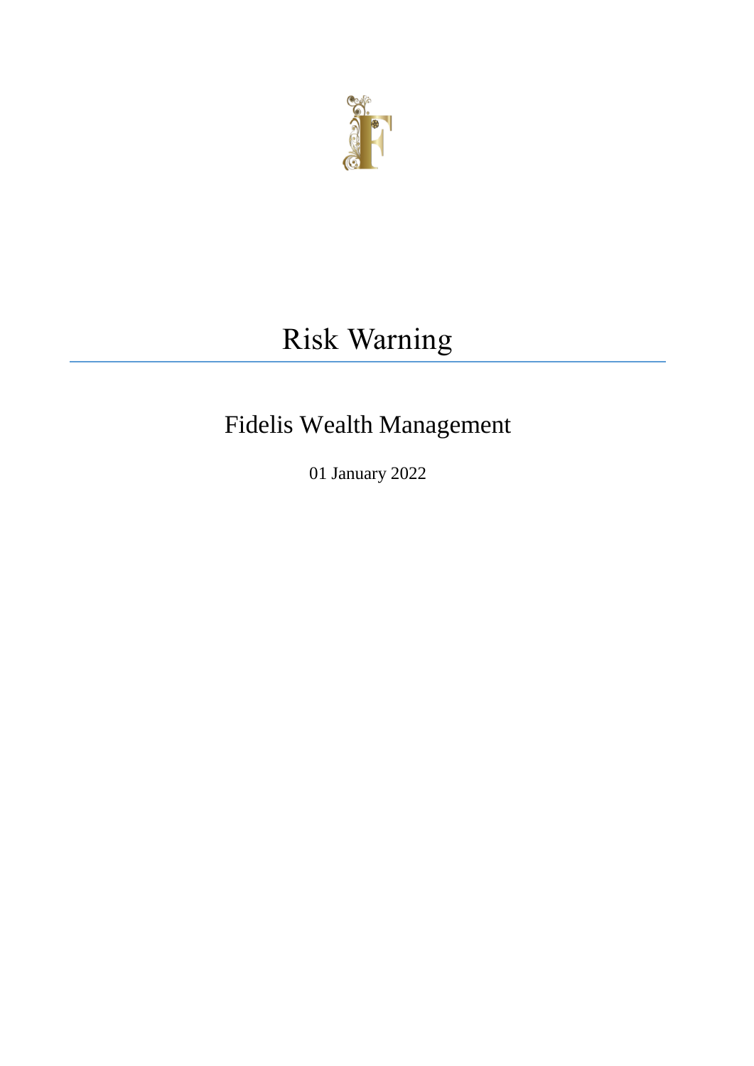# Risk Warning

## Fidelis Wealth Management

01 January 2022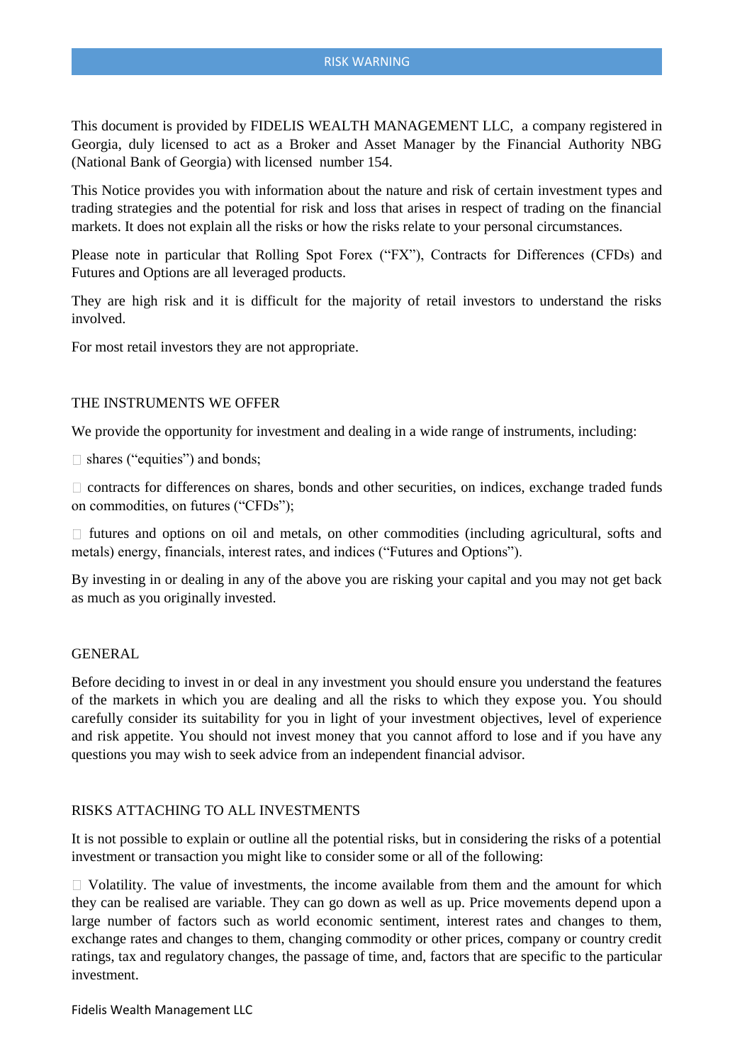## RISK WARNING

This document is provided by FIDELIS WEALTH MANAGEMENT LLC, a company registered in Georgia, duly licensed to act as a Broker and Asset Manager by the Financial Authority NBG (National Bank of Georgia) with licensed number 154.

This Notice provides you with information about the nature and risk of certain investment types and trading strategies and the potential for risk and loss that arises in respect of trading on the financial markets. It does not explain all the risks or how the risks relate to your personal circumstances.

Please note in particular that Rolling Spot Forex ("FX"), Contracts for Differences (CFDs) and Futures and Options are all leveraged products.

They are high risk and it is difficult for the majority of retail investors to understand the risks involved.

For most retail investors they are not appropriate.

### THE INSTRUMENTS WE OFFER

We provide the opportunity for investment and dealing in a wide range of instruments, including:

- shares ("equities") and bonds;
- contracts for differences on shares, bonds and other securities, on indices, exchange traded funds on commodities, on futures ("CFDs");
- futures and options on oil and metals, on other commodities (including agricultural, softs and metals) energy, financials, interest rates, and indices ("Futures and Options").

By investing in or dealing in any of the above you are risking your capital and you may not get back as much as you originally invested.

### GENERAL

Before deciding to invest in or deal in any investment you should ensure you understand the features of the markets in which you are dealing and all the risks to which they expose you. You should carefully consider its suitability for you in light of your investment objectives, level of experience and risk appetite. You should not invest money that you cannot afford to lose and if you have any questions you may wish to seek advice from an independent financial advisor.

### RISKS ATTACHING TO ALL INVESTMENTS

It is not possible to explain or outline all the potential risks, but in considering the risks of a potential investment or transaction you might like to consider some or all of the following:

- Volatility. The value of investments, the income available from them and the amount for which they can be realised are variable. They can go down as well as up. Price movements depend upon a large number of factors such as world economic sentiment, interest rates and changes to them, exchange rates and changes to them, changing commodity or other prices, company or country credit ratings, tax and regulatory changes, the passage of time, and, factors that are specific to the particular investment.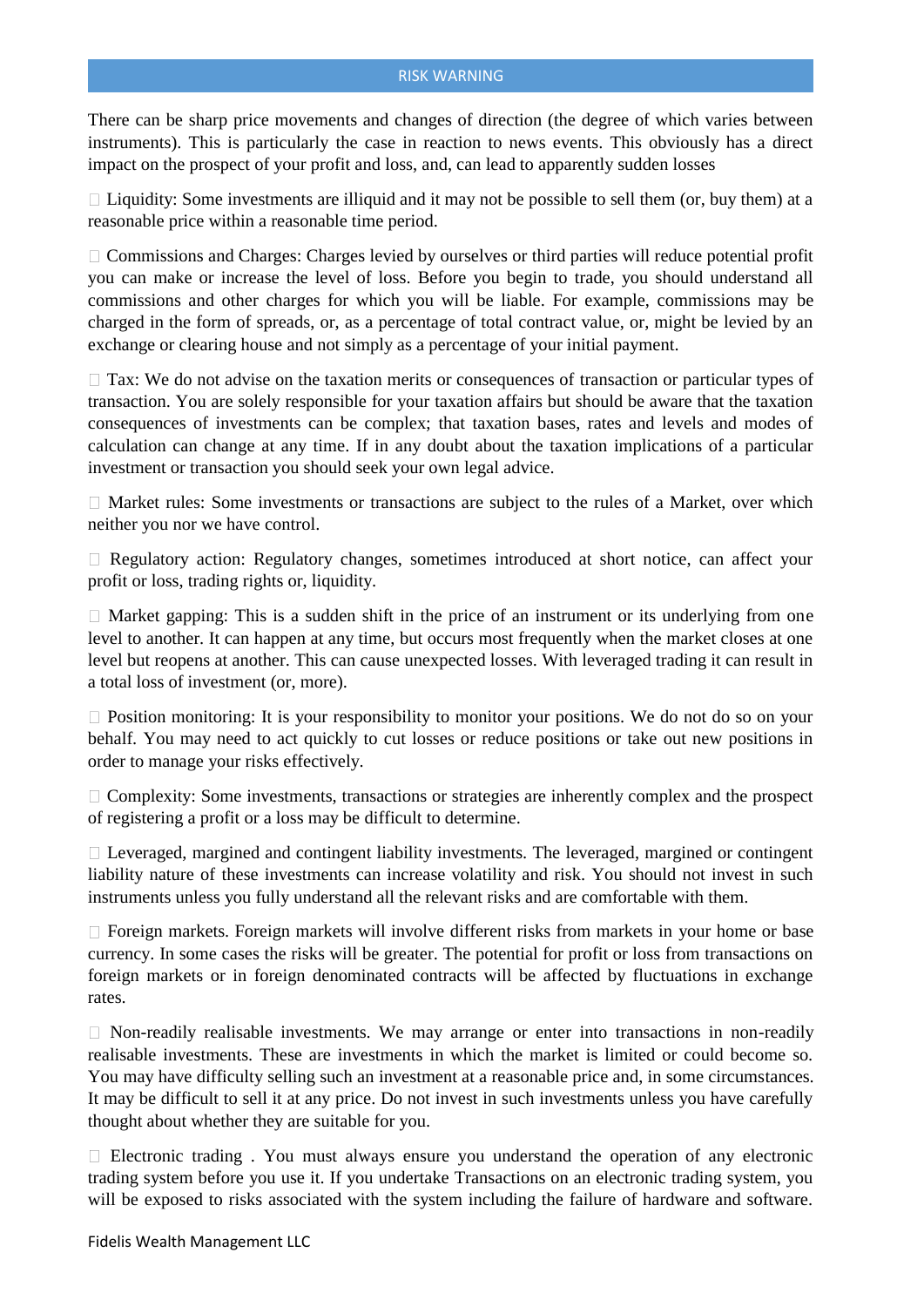## RISK WARNING

There can be sharp price movements and changes of direction (the degree of which varies between instruments). This is particularly the case in reaction to news events. This obviously has a direct impact on the prospect of your profit and loss, and, can lead to apparently sudden losses

- Liquidity: Some investments are illiquid and it may not be possible to sell them (or, buy them) at a reasonable price within a reasonable time period.

- Commissions and Charges: Charges levied by ourselves or third parties will reduce potential profit you can make or increase the level of loss. Before you begin to trade, you should understand all commissions and other charges for which you will be liable. For example, commissions may be charged in the form of spreads, or, as a percentage of total contract value, or, might be levied by an exchange or clearing house and not simply as a percentage of your initial payment.

- Tax: We do not advise on the taxation merits or consequences of transaction or particular types of transaction. You are solely responsible for your taxation affairs but should be aware that the taxation consequences of investments can be complex; that taxation bases, rates and levels and modes of calculation can change at any time. If in any doubt about the taxation implications of a particular investment or transaction you should seek your own legal advice.

- Market rules: Some investments or transactions are subject to the rules of a Market, over which neither you nor we have control.

- Regulatory action: Regulatory changes, sometimes introduced at short notice, can affect your profit or loss, trading rights or, liquidity.

- Market gapping: This is a sudden shift in the price of an instrument or its underlying from one level to another. It can happen at any time, but occurs most frequently when the market closes at one level but reopens at another. This can cause unexpected losses. With leveraged trading it can result in a total loss of investment (or, more).

- Position monitoring: It is your responsibility to monitor your positions. We do not do so on your behalf. You may need to act quickly to cut losses or reduce positions or take out new positions in order to manage your risks effectively.

- Complexity: Some investments, transactions or strategies are inherently complex and the prospect of registering a profit or a loss may be difficult to determine.

- Leveraged, margined and contingent liability investments. The leveraged, margined or contingent liability nature of these investments can increase volatility and risk. You should not invest in such instruments unless you fully understand all the relevant risks and are comfortable with them.

- Foreign markets. Foreign markets will involve different risks from markets in your home or base currency. In some cases the risks will be greater. The potential for profit or loss from transactions on foreign markets or in foreign denominated contracts will be affected by fluctuations in exchange rates.

- Non-readily realisable investments. We may arrange or enter into transactions in non-readily realisable investments. These are investments in which the market is limited or could become so. You may have difficulty selling such an investment at a reasonable price and, in some circumstances. It may be difficult to sell it at any price. Do not invest in such investments unless you have carefully thought about whether they are suitable for you.

- Electronic trading . You must always ensure you understand the operation of any electronic trading system before you use it. If you undertake Transactions on an electronic trading system, you will be exposed to risks associated with the system including the failure of hardware and software.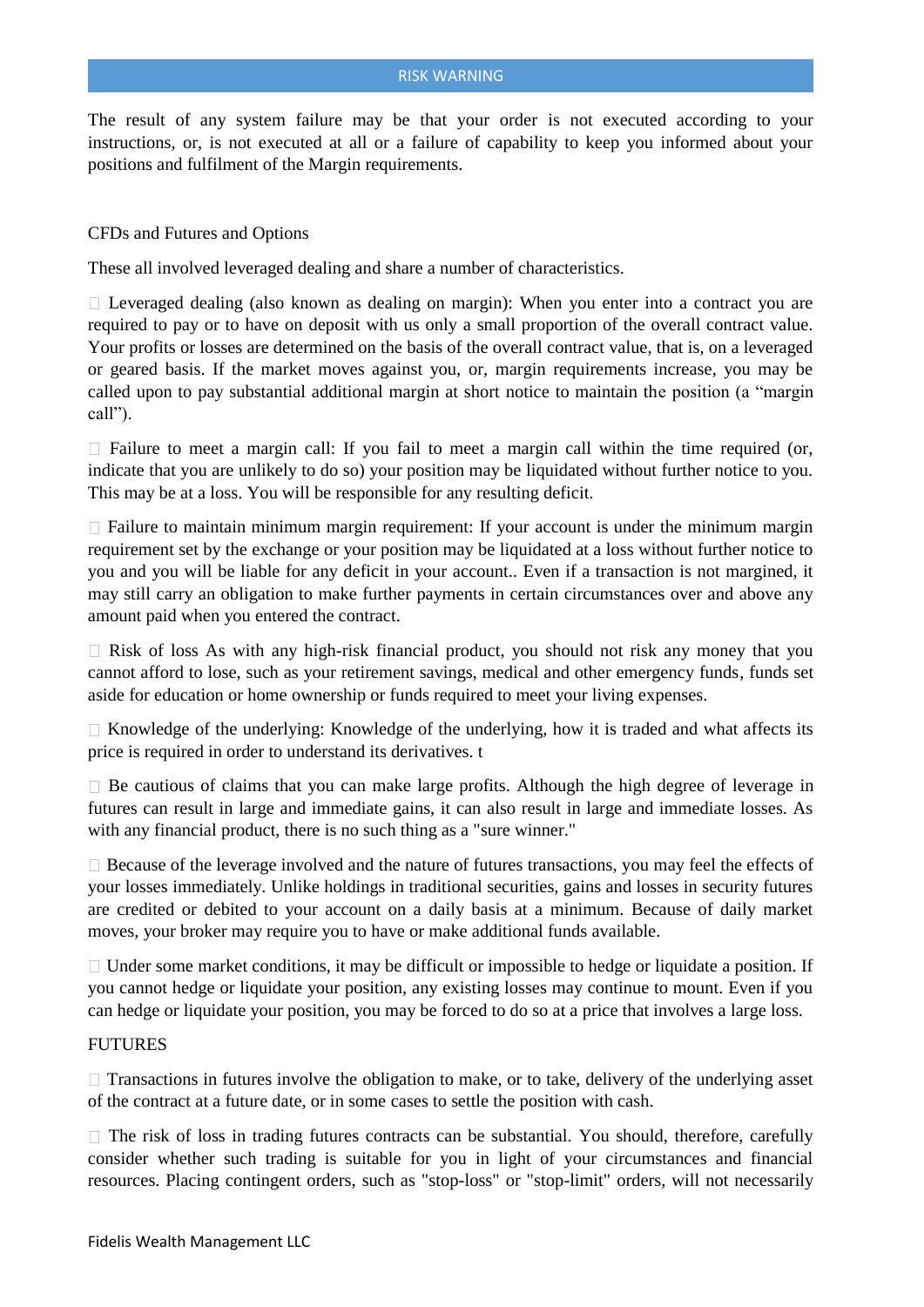The result of any system failure may be that your order is not executed according to your instructions, or, is not executed at all or a failure of capability to keep you informed about your positions and fulfilment of the Margin requirements.

CFDs and Futures and Options

These all involved leveraged dealing and share a number of characteristics.

- Leveraged dealing (also known as dealing on margin): When you enter into a contract you are required to pay or to have on deposit with us only a small proportion of the overall contract value. Your profits or losses are determined on the basis of the overall contract value, that is, on a leveraged or geared basis. If the market moves against you, or, margin requirements increase, you may be called upon to pay substantial additional margin at short notice to maintain the position (a "margin call").

- Failure to meet a margin call: If you fail to meet a margin call within the time required (or, indicate that you are unlikely to do so) your position may be liquidated without further notice to you. This may be at a loss. You will be responsible for any resulting deficit.

- Failure to maintain minimum margin requirement: If your account is under the minimum margin requirement set by the exchange or your position may be liquidated at a loss without further notice to you and you will be liable for any deficit in your account.. Even if a transaction is not margined, it may still carry an obligation to make further payments in certain circumstances over and above any amount paid when you entered the contract.

- Risk of loss As with any high-risk financial product, you should not risk any money that you cannot afford to lose, such as your retirement savings, medical and other emergency funds, funds set aside for education or home ownership or funds required to meet your living expenses.

- Knowledge of the underlying: Knowledge of the underlying, how it is traded and what affects its price is required in order to understand its derivatives. t

- Be cautious of claims that you can make large profits. Although the high degree of leverage in futures can result in large and immediate gains, it can also result in large and immediate losses. As with any financial product, there is no such thing as a "sure winner."

- Because of the leverage involved and the nature of futures transactions, you may feel the effects of your losses immediately. Unlike holdings in traditional securities, gains and losses in security futures are credited or debited to your account on a daily basis at a minimum. Because of daily market moves, your broker may require you to have or make additional funds available.

- Under some market conditions, it may be difficult or impossible to hedge or liquidate a position. If you cannot hedge or liquidate your position, any existing losses may continue to mount. Even if you can hedge or liquidate your position, you may be forced to do so at a price that involves a large loss.

FUTURES

- Transactions in futures involve the obligation to make, or to take, delivery of the underlying asset of the contract at a future date, or in some cases to settle the position with cash.

- The risk of loss in trading futures contracts can be substantial. You should, therefore, carefully consider whether such trading is suitable for you in light of your circumstances and financial resources. Placing contingent orders, such as "stop-loss" or "stop-limit" orders, will not necessarily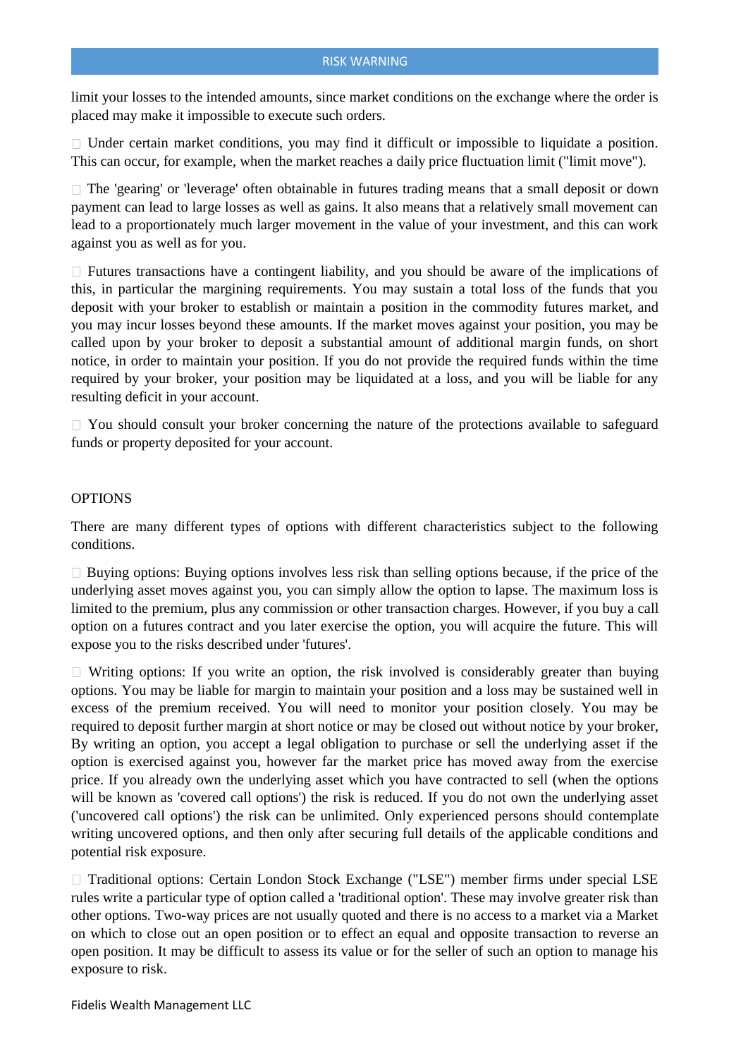limit your losses to the intended amounts, since market conditions on the exchange where the order is placed may make it impossible to execute such orders.

- Under certain market conditions, you may find it difficult or impossible to liquidate a position. This can occur, for example, when the market reaches a daily price fluctuation limit ("limit move").

- The 'gearing' or 'leverage' often obtainable in futures trading means that a small deposit or down payment can lead to large losses as well as gains. It also means that a relatively small movement can lead to a proportionately much larger movement in the value of your investment, and this can work against you as well as for you.

- Futures transactions have a contingent liability, and you should be aware of the implications of this, in particular the margining requirements. You may sustain a total loss of the funds that you deposit with your broker to establish or maintain a position in the commodity futures market, and you may incur losses beyond these amounts. If the market moves against your position, you may be called upon by your broker to deposit a substantial amount of additional margin funds, on short notice, in order to maintain your position. If you do not provide the required funds within the time required by your broker, your position may be liquidated at a loss, and you will be liable for any resulting deficit in your account.

- You should consult your broker concerning the nature of the protections available to safeguard funds or property deposited for your account.

## OPTIONS

There are many different types of options with different characteristics subject to the following conditions.

- Buying options: Buying options involves less risk than selling options because, if the price of the underlying asset moves against you, you can simply allow the option to lapse. The maximum loss is limited to the premium, plus any commission or other transaction charges. However, if you buy a call option on a futures contract and you later exercise the option, you will acquire the future. This will expose you to the risks described under 'futures'.

- Writing options: If you write an option, the risk involved is considerably greater than buying options. You may be liable for margin to maintain your position and a loss may be sustained well in excess of the premium received. You will need to monitor your position closely. You may be required to deposit further margin at short notice or may be closed out without notice by your broker, By writing an option, you accept a legal obligation to purchase or sell the underlying asset if the option is exercised against you, however far the market price has moved away from the exercise price. If you already own the underlying asset which you have contracted to sell (when the options will be known as 'covered call options') the risk is reduced. If you do not own the underlying asset ('uncovered call options') the risk can be unlimited. Only experienced persons should contemplate writing uncovered options, and then only after securing full details of the applicable conditions and potential risk exposure.

- Traditional options: Certain London Stock Exchange ("LSE") member firms under special LSE rules write a particular type of option called a 'traditional option'. These may involve greater risk than other options. Two-way prices are not usually quoted and there is no access to a market via a Market on which to close out an open position or to effect an equal and opposite transaction to reverse an open position. It may be difficult to assess its value or for the seller of such an option to manage his exposure to risk.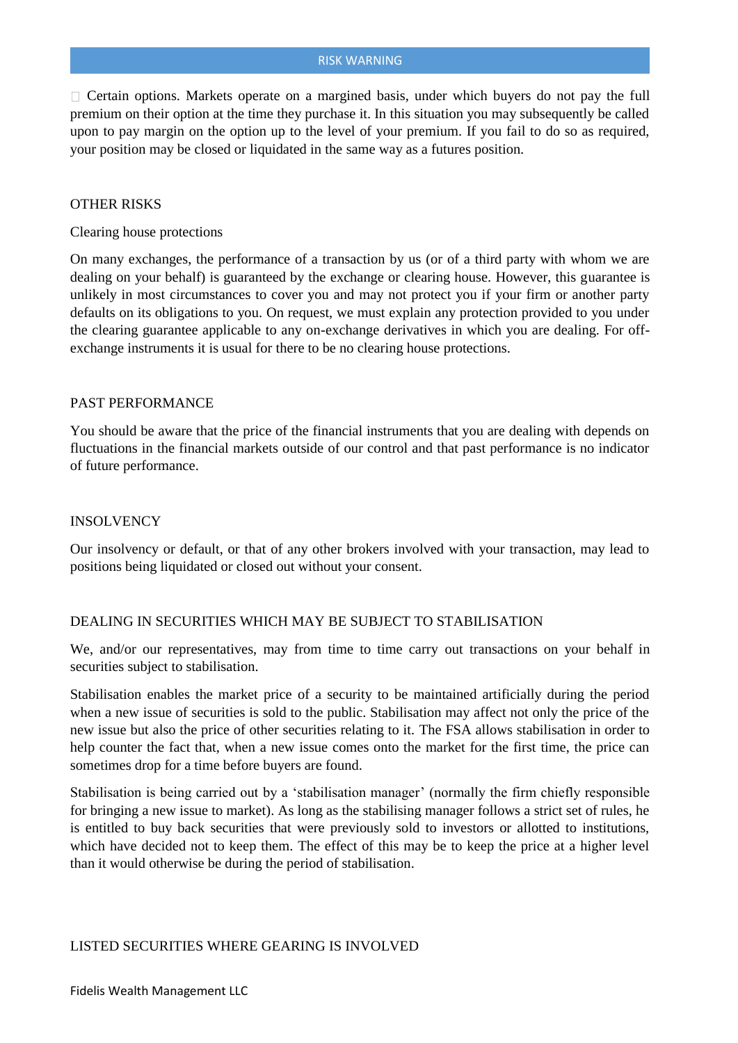- Certain options. Markets operate on a margined basis, under which buyers do not pay the full premium on their option at the time they purchase it. In this situation you may subsequently be called upon to pay margin on the option up to the level of your premium. If you fail to do so as required, your position may be closed or liquidated in the same way as a futures position.

## OTHER RISKS

### Clearing house protections

On many exchanges, the performance of a transaction by us (or of a third party with whom we are dealing on your behalf) is guaranteed by the exchange or clearing house. However, this guarantee is unlikely in most circumstances to cover you and may not protect you if your firm or another party defaults on its obligations to you. On request, we must explain any protection provided to you under the clearing guarantee applicable to any on-exchange derivatives in which you are dealing. For off-exchange instruments it is usual for there to be no clearing house protections.

## PAST PERFORMANCE

You should be aware that the price of the financial instruments that you are dealing with depends on fluctuations in the financial markets outside of our control and that past performance is no indicator of future performance.

## INSOLVENCY

Our insolvency or default, or that of any other brokers involved with your transaction, may lead to positions being liquidated or closed out without your consent.

## DEALING IN SECURITIES WHICH MAY BE SUBJECT TO STABILISATION

We, and/or our representatives, may from time to time carry out transactions on your behalf in securities subject to stabilisation.

Stabilisation enables the market price of a security to be maintained artificially during the period when a new issue of securities is sold to the public. Stabilisation may affect not only the price of the new issue but also the price of other securities relating to it. The FSA allows stabilisation in order to help counter the fact that, when a new issue comes onto the market for the first time, the price can sometimes drop for a time before buyers are found.

Stabilisation is being carried out by a 'stabilisation manager' (normally the firm chiefly responsible for bringing a new issue to market). As long as the stabilising manager follows a strict set of rules, he is entitled to buy back securities that were previously sold to investors or allotted to institutions, which have decided not to keep them. The effect of this may be to keep the price at a higher level than it would otherwise be during the period of stabilisation.

## LISTED SECURITIES WHERE GEARING IS INVOLVED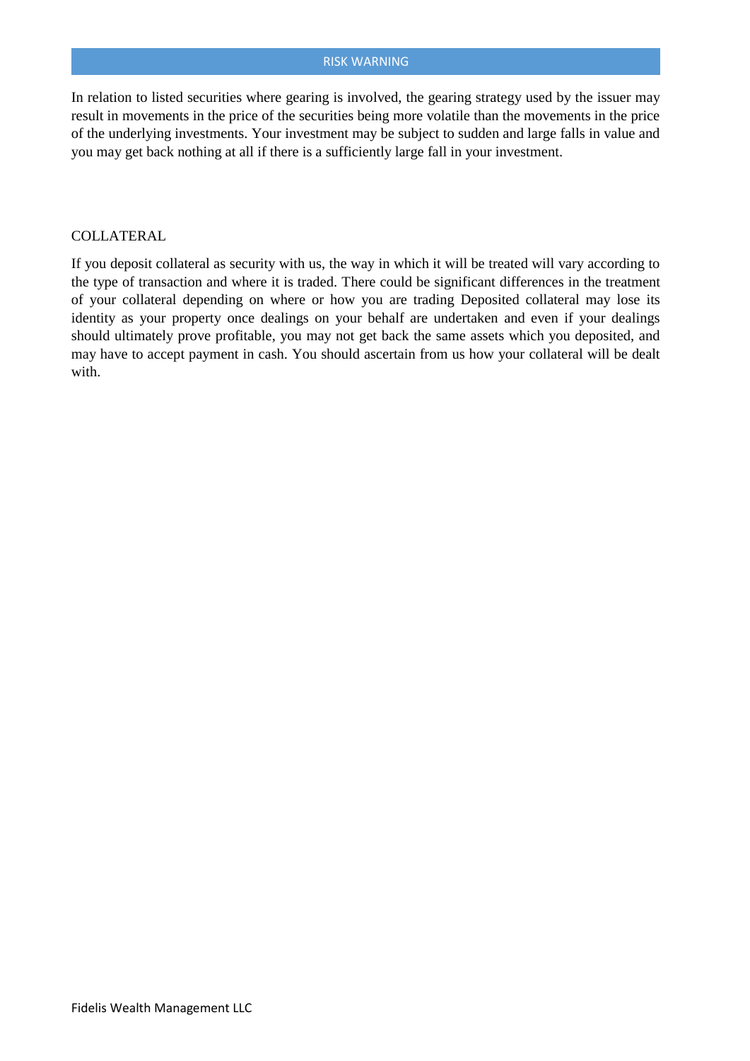In relation to listed securities where gearing is involved, the gearing strategy used by the issuer may result in movements in the price of the securities being more volatile than the movements in the price of the underlying investments. Your investment may be subject to sudden and large falls in value and you may get back nothing at all if there is a sufficiently large fall in your investment.

## COLLATERAL

If you deposit collateral as security with us, the way in which it will be treated will vary according to the type of transaction and where it is traded. There could be significant differences in the treatment of your collateral depending on where or how you are trading Deposited collateral may lose its identity as your property once dealings on your behalf are undertaken and even if your dealings should ultimately prove profitable, you may not get back the same assets which you deposited, and may have to accept payment in cash. You should ascertain from us how your collateral will be dealt with.